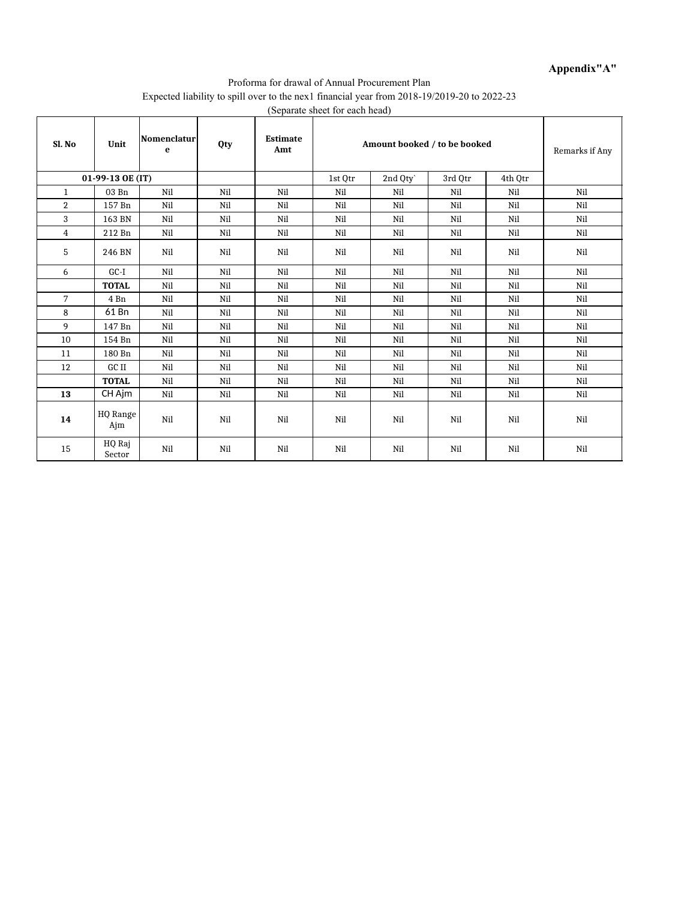**Appendix"A"**

Proforma for drawal of Annual Procurement Plan

Expected liability to spill over to the nex1 financial year from 2018-19/2019-20 to 2022-23

(Separate sheet for each head)

| Sl. No | Unit | Nomenclature | Qty | Estimate Amt | Amount booked / to be booked | | | | Remarks if Any |
|---|---|---|---|---|---|---|---|---|---|
| 01-99-13 OE (IT) | | | | | 1st Qtr | 2nd Qty` | 3rd Qtr | 4th Qtr | |
| 1 | 03 Bn | Nil | Nil | Nil | Nil | Nil | Nil | Nil | Nil |
| 2 | 157 Bn | Nil | Nil | Nil | Nil | Nil | Nil | Nil | Nil |
| 3 | 163 BN | Nil | Nil | Nil | Nil | Nil | Nil | Nil | Nil |
| 4 | 212 Bn | Nil | Nil | Nil | Nil | Nil | Nil | Nil | Nil |
| 5 | 246 BN | Nil | Nil | Nil | Nil | Nil | Nil | Nil | Nil |
| 6 | GC-I | Nil | Nil | Nil | Nil | Nil | Nil | Nil | Nil |
| | **TOTAL** | Nil | Nil | Nil | Nil | Nil | Nil | Nil | Nil |
| 7 | 4 Bn | Nil | Nil | Nil | Nil | Nil | Nil | Nil | Nil |
| 8 | 61 Bn | Nil | Nil | Nil | Nil | Nil | Nil | Nil | Nil |
| 9 | 147 Bn | Nil | Nil | Nil | Nil | Nil | Nil | Nil | Nil |
| 10 | 154 Bn | Nil | Nil | Nil | Nil | Nil | Nil | Nil | Nil |
| 11 | 180 Bn | Nil | Nil | Nil | Nil | Nil | Nil | Nil | Nil |
| 12 | GC II | Nil | Nil | Nil | Nil | Nil | Nil | Nil | Nil |
| | **TOTAL** | Nil | Nil | Nil | Nil | Nil | Nil | Nil | Nil |
| **13** | CH Ajm | Nil | Nil | Nil | Nil | Nil | Nil | Nil | Nil |
| **14** | HQ Range Ajm | Nil | Nil | Nil | Nil | Nil | Nil | Nil | Nil |
| 15 | HQ Raj Sector | Nil | Nil | Nil | Nil | Nil | Nil | Nil | Nil |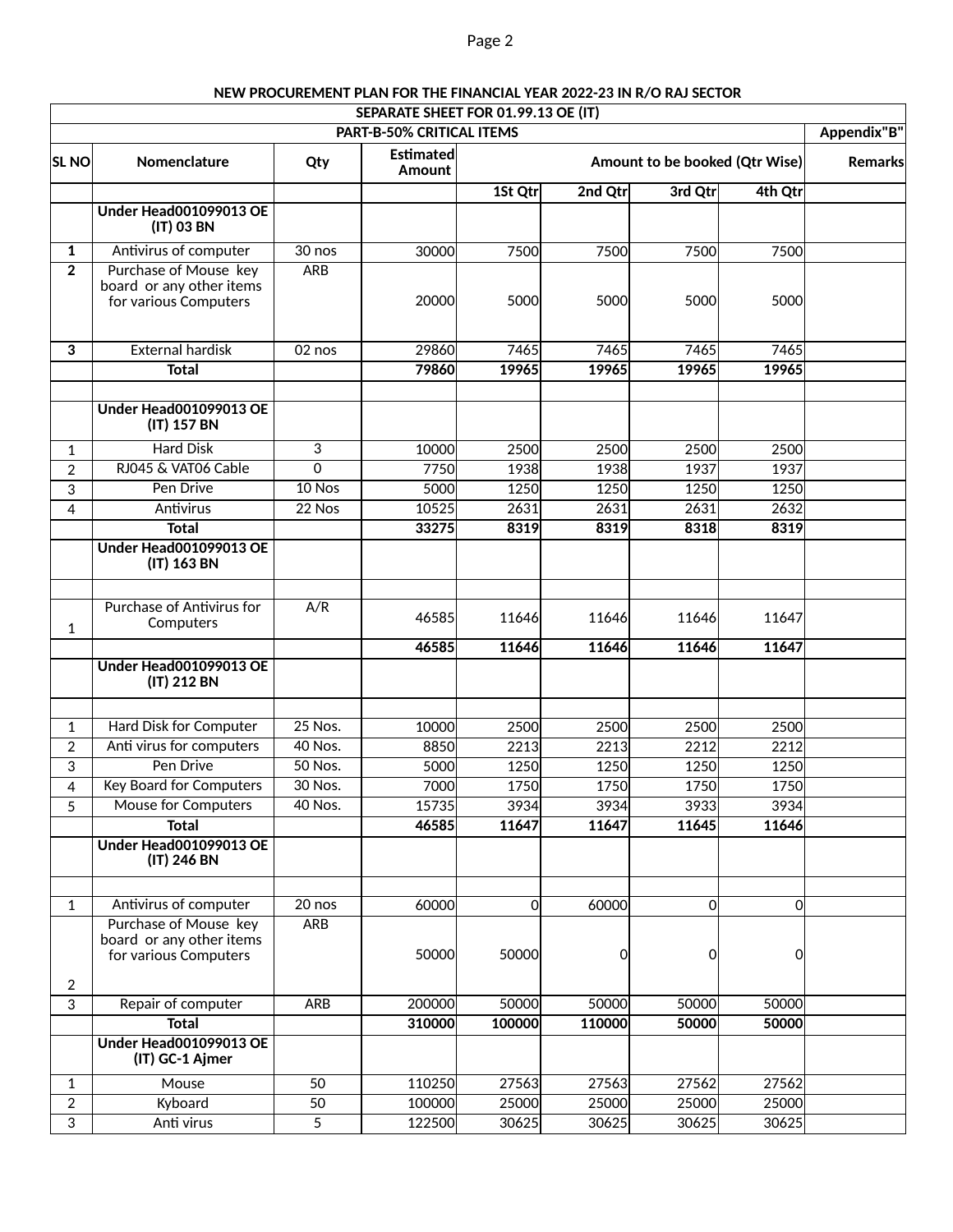**NEW PROCUREMENT PLAN FOR THE FINANCIAL YEAR 2022-23 IN R/O RAJ SECTOR**

| SEPARATE SHEET FOR 01.99.13 OE (IT) | | | | | | | | |
|---|---|---|---|---|---|---|---|---|
| PART-B-50% CRITICAL ITEMS | | | | | | | | Appendix"B" |
| SL NO | Nomenclature | Qty | Estimated Amount | Amount to be booked (Qtr Wise) | | | | Remarks |
| | | | | 1St Qtr | 2nd Qtr | 3rd Qtr | 4th Qtr | |
| | **Under Head001099013 OE (IT) 03 BN** | | | | | | | |
| **1** | Antivirus of computer | 30 nos | 30000 | 7500 | 7500 | 7500 | 7500 | |
| **2** | Purchase of Mouse key board or any other items for various Computers | ARB | 20000 | 5000 | 5000 | 5000 | 5000 | |
| **3** | External hardisk | 02 nos | 29860 | 7465 | 7465 | 7465 | 7465 | |
| | **Total** | | **79860** | **19965** | **19965** | **19965** | **19965** | |
| | | | | | | | | |
| | **Under Head001099013 OE (IT) 157 BN** | | | | | | | |
| 1 | Hard Disk | 3 | 10000 | 2500 | 2500 | 2500 | 2500 | |
| 2 | RJ045 & VAT06 Cable | 0 | 7750 | 1938 | 1938 | 1937 | 1937 | |
| 3 | Pen Drive | 10 Nos | 5000 | 1250 | 1250 | 1250 | 1250 | |
| 4 | Antivirus | 22 Nos | 10525 | 2631 | 2631 | 2631 | 2632 | |
| | **Total** | | **33275** | **8319** | **8319** | **8318** | **8319** | |
| | **Under Head001099013 OE (IT) 163 BN** | | | | | | | |
| | | | | | | | | |
| 1 | Purchase of Antivirus for Computers | A/R | 46585 | 11646 | 11646 | 11646 | 11647 | |
| | | | **46585** | **11646** | **11646** | **11646** | **11647** | |
| | **Under Head001099013 OE (IT) 212 BN** | | | | | | | |
| | | | | | | | | |
| 1 | Hard Disk for Computer | 25 Nos. | 10000 | 2500 | 2500 | 2500 | 2500 | |
| 2 | Anti virus for computers | 40 Nos. | 8850 | 2213 | 2213 | 2212 | 2212 | |
| 3 | Pen Drive | 50 Nos. | 5000 | 1250 | 1250 | 1250 | 1250 | |
| 4 | Key Board for Computers | 30 Nos. | 7000 | 1750 | 1750 | 1750 | 1750 | |
| 5 | Mouse for Computers | 40 Nos. | 15735 | 3934 | 3934 | 3933 | 3934 | |
| | **Total** | | **46585** | **11647** | **11647** | **11645** | **11646** | |
| | **Under Head001099013 OE (IT) 246 BN** | | | | | | | |
| | | | | | | | | |
| 1 | Antivirus of computer | 20 nos | 60000 | 0 | 60000 | 0 | 0 | |
| 2 | Purchase of Mouse key board or any other items for various Computers | ARB | 50000 | 50000 | 0 | 0 | 0 | |
| 3 | Repair of computer | ARB | 200000 | 50000 | 50000 | 50000 | 50000 | |
| | **Total** | | **310000** | **100000** | **110000** | **50000** | **50000** | |
| | **Under Head001099013 OE (IT) GC-1 Ajmer** | | | | | | | |
| 1 | Mouse | 50 | 110250 | 27563 | 27563 | 27562 | 27562 | |
| 2 | Kyboard | 50 | 100000 | 25000 | 25000 | 25000 | 25000 | |
| 3 | Anti virus | 5 | 122500 | 30625 | 30625 | 30625 | 30625 | |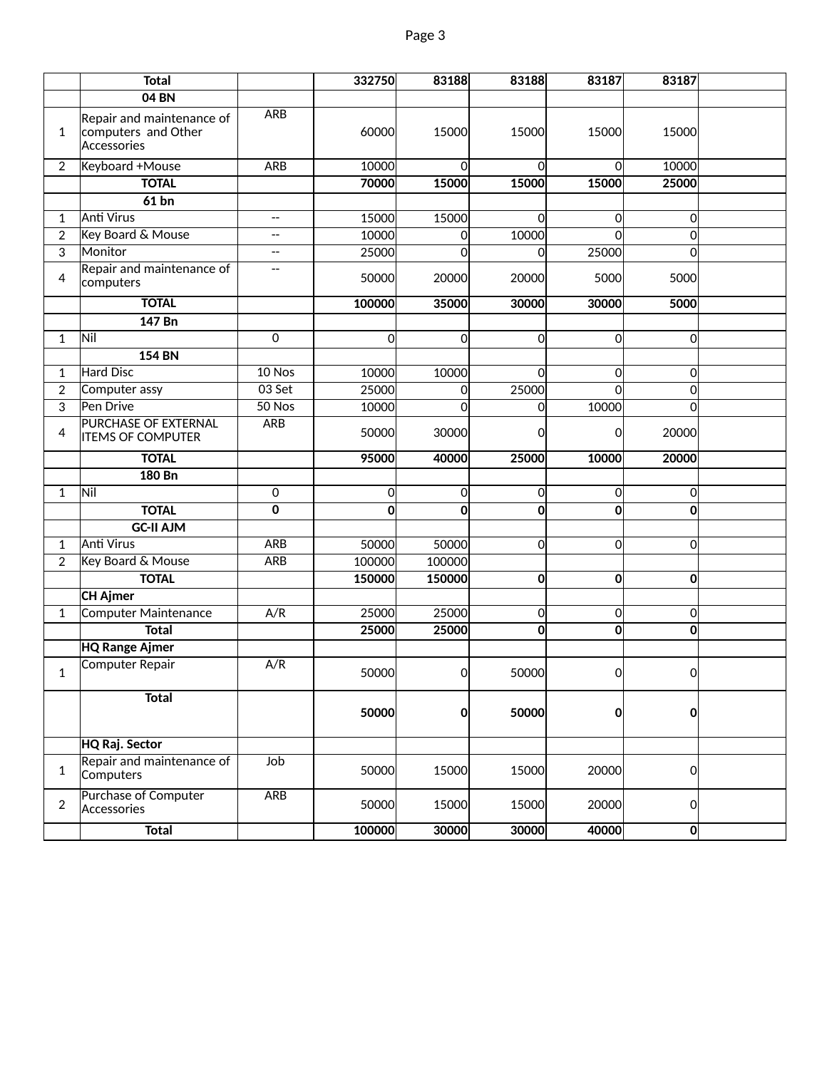| | Total | | 332750 | 83188 | 83188 | 83187 | 83187 | |
|---|---|---|---|---|---|---|---|---|
| | 04 BN | | | | | | | |
| 1 | Repair and maintenance of computers and Other Accessories | ARB | 60000 | 15000 | 15000 | 15000 | 15000 | |
| 2 | Keyboard +Mouse | ARB | 10000 | 0 | 0 | 0 | 10000 | |
| | TOTAL | | 70000 | 15000 | 15000 | 15000 | 25000 | |
| | 61 bn | | | | | | | |
| 1 | Anti Virus | -- | 15000 | 15000 | 0 | 0 | 0 | |
| 2 | Key Board & Mouse | -- | 10000 | 0 | 10000 | 0 | 0 | |
| 3 | Monitor | -- | 25000 | 0 | 0 | 25000 | 0 | |
| 4 | Repair and maintenance of computers | -- | 50000 | 20000 | 20000 | 5000 | 5000 | |
| | TOTAL | | 100000 | 35000 | 30000 | 30000 | 5000 | |
| | 147 Bn | | | | | | | |
| 1 | Nil | 0 | 0 | 0 | 0 | 0 | 0 | |
| | 154 BN | | | | | | | |
| 1 | Hard Disc | 10 Nos | 10000 | 10000 | 0 | 0 | 0 | |
| 2 | Computer assy | 03 Set | 25000 | 0 | 25000 | 0 | 0 | |
| 3 | Pen Drive | 50 Nos | 10000 | 0 | 0 | 10000 | 0 | |
| 4 | PURCHASE OF EXTERNAL ITEMS OF COMPUTER | ARB | 50000 | 30000 | 0 | 0 | 20000 | |
| | TOTAL | | 95000 | 40000 | 25000 | 10000 | 20000 | |
| | 180 Bn | | | | | | | |
| 1 | Nil | 0 | 0 | 0 | 0 | 0 | 0 | |
| | TOTAL | 0 | 0 | 0 | 0 | 0 | 0 | |
| | GC-II AJM | | | | | | | |
| 1 | Anti Virus | ARB | 50000 | 50000 | 0 | 0 | 0 | |
| 2 | Key Board & Mouse | ARB | 100000 | 100000 | | | | |
| | TOTAL | | 150000 | 150000 | 0 | 0 | 0 | |
| | CH Ajmer | | | | | | | |
| 1 | Computer Maintenance | A/R | 25000 | 25000 | 0 | 0 | 0 | |
| | Total | | 25000 | 25000 | 0 | 0 | 0 | |
| | HQ Range Ajmer | | | | | | | |
| 1 | Computer Repair | A/R | 50000 | 0 | 50000 | 0 | 0 | |
| | Total | | 50000 | 0 | 50000 | 0 | 0 | |
| | HQ Raj. Sector | | | | | | | |
| 1 | Repair and maintenance of Computers | Job | 50000 | 15000 | 15000 | 20000 | 0 | |
| 2 | Purchase of Computer Accessories | ARB | 50000 | 15000 | 15000 | 20000 | 0 | |
| | Total | | 100000 | 30000 | 30000 | 40000 | 0 | |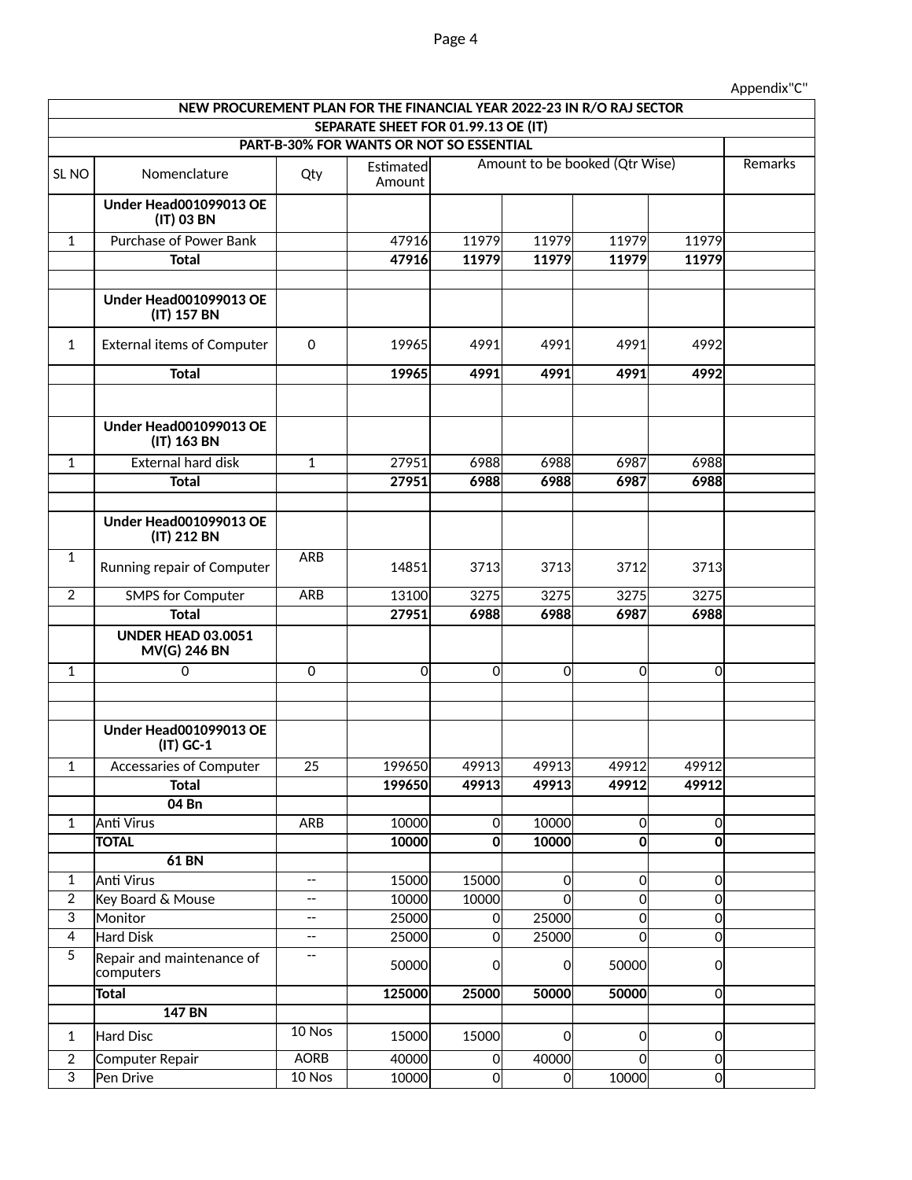Appendix"C"

| NEW PROCUREMENT PLAN FOR THE FINANCIAL YEAR 2022-23 IN R/O RAJ SECTOR | | | | | | | | |
|---|---|---|---|---|---|---|---|---|
| SEPARATE SHEET FOR 01.99.13 OE (IT) | | | | | | | | |
| PART-B-30% FOR WANTS OR NOT SO ESSENTIAL | | | | | | | | |
| SL NO | Nomenclature | Qty | Estimated Amount | Amount to be booked (Qtr Wise) | | | | Remarks |
| | **Under Head001099013 OE (IT) 03 BN** | | | | | | | |
| 1 | Purchase of Power Bank | | 47916 | 11979 | 11979 | 11979 | 11979 | |
| | **Total** | | **47916** | **11979** | **11979** | **11979** | **11979** | |
| | | | | | | | | |
| | **Under Head001099013 OE (IT) 157 BN** | | | | | | | |
| 1 | External items of Computer | 0 | 19965 | 4991 | 4991 | 4991 | 4992 | |
| | **Total** | | **19965** | **4991** | **4991** | **4991** | **4992** | |
| | | | | | | | | |
| | **Under Head001099013 OE (IT) 163 BN** | | | | | | | |
| 1 | External hard disk | 1 | 27951 | 6988 | 6988 | 6987 | 6988 | |
| | **Total** | | **27951** | **6988** | **6988** | **6987** | **6988** | |
| | | | | | | | | |
| | **Under Head001099013 OE (IT) 212 BN** | | | | | | | |
| 1 | Running repair of Computer | ARB | 14851 | 3713 | 3713 | 3712 | 3713 | |
| 2 | SMPS for Computer | ARB | 13100 | 3275 | 3275 | 3275 | 3275 | |
| | **Total** | | **27951** | **6988** | **6988** | **6987** | **6988** | |
| | **UNDER HEAD 03.0051 MV(G) 246 BN** | | | | | | | |
| 1 | 0 | 0 | 0 | 0 | 0 | 0 | 0 | |
| | | | | | | | | |
| | | | | | | | | |
| | **Under Head001099013 OE (IT) GC-1** | | | | | | | |
| 1 | Accessaries of Computer | 25 | 199650 | 49913 | 49913 | 49912 | 49912 | |
| | **Total** | | **199650** | **49913** | **49913** | **49912** | **49912** | |
| | **04 Bn** | | | | | | | |
| 1 | Anti Virus | ARB | 10000 | 0 | 10000 | 0 | 0 | |
| | **TOTAL** | | **10000** | **0** | **10000** | **0** | **0** | |
| | **61 BN** | | | | | | | |
| 1 | Anti Virus | -- | 15000 | 15000 | 0 | 0 | 0 | |
| 2 | Key Board & Mouse | -- | 10000 | 10000 | 0 | 0 | 0 | |
| 3 | Monitor | -- | 25000 | 0 | 25000 | 0 | 0 | |
| 4 | Hard Disk | -- | 25000 | 0 | 25000 | 0 | 0 | |
| 5 | Repair and maintenance of computers | -- | 50000 | 0 | 0 | 50000 | 0 | |
| | **Total** | | **125000** | **25000** | **50000** | **50000** | 0 | |
| | **147 BN** | | | | | | | |
| 1 | Hard Disc | 10 Nos | 15000 | 15000 | 0 | 0 | 0 | |
| 2 | Computer Repair | AORB | 40000 | 0 | 40000 | 0 | 0 | |
| 3 | Pen Drive | 10 Nos | 10000 | 0 | 0 | 10000 | 0 | |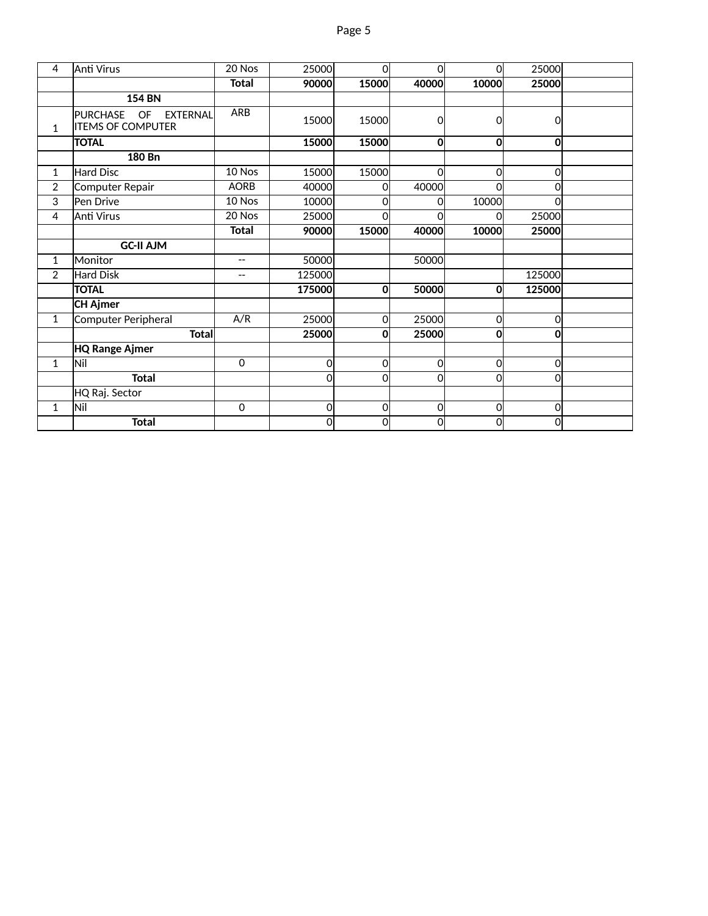| | | | | | | | | |
|---|---|---|---|---|---|---|---|---|
| 4 | Anti Virus | 20 Nos | 25000 | 0 | 0 | 0 | 25000 | |
| | | **Total** | **90000** | **15000** | **40000** | **10000** | **25000** | |
| | **154 BN** | | | | | | | |
| 1 | PURCHASE OF EXTERNAL ITEMS OF COMPUTER | ARB | 15000 | 15000 | 0 | 0 | 0 | |
| | **TOTAL** | | **15000** | **15000** | **0** | **0** | **0** | |
| | **180 Bn** | | | | | | | |
| 1 | Hard Disc | 10 Nos | 15000 | 15000 | 0 | 0 | 0 | |
| 2 | Computer Repair | AORB | 40000 | 0 | 40000 | 0 | 0 | |
| 3 | Pen Drive | 10 Nos | 10000 | 0 | 0 | 10000 | 0 | |
| 4 | Anti Virus | 20 Nos | 25000 | 0 | 0 | 0 | 25000 | |
| | | **Total** | **90000** | **15000** | **40000** | **10000** | **25000** | |
| | **GC-II AJM** | | | | | | | |
| 1 | Monitor | -- | 50000 | | 50000 | | | |
| 2 | Hard Disk | -- | 125000 | | | | 125000 | |
| | **TOTAL** | | **175000** | **0** | **50000** | **0** | **125000** | |
| | **CH Ajmer** | | | | | | | |
| 1 | Computer Peripheral | A/R | 25000 | 0 | 25000 | 0 | 0 | |
| | **Total** | | **25000** | **0** | **25000** | **0** | **0** | |
| | **HQ Range Ajmer** | | | | | | | |
| 1 | Nil | 0 | 0 | 0 | 0 | 0 | 0 | |
| | **Total** | | 0 | 0 | 0 | 0 | 0 | |
| | HQ Raj. Sector | | | | | | | |
| 1 | Nil | 0 | 0 | 0 | 0 | 0 | 0 | |
| | **Total** | | 0 | 0 | 0 | 0 | 0 | |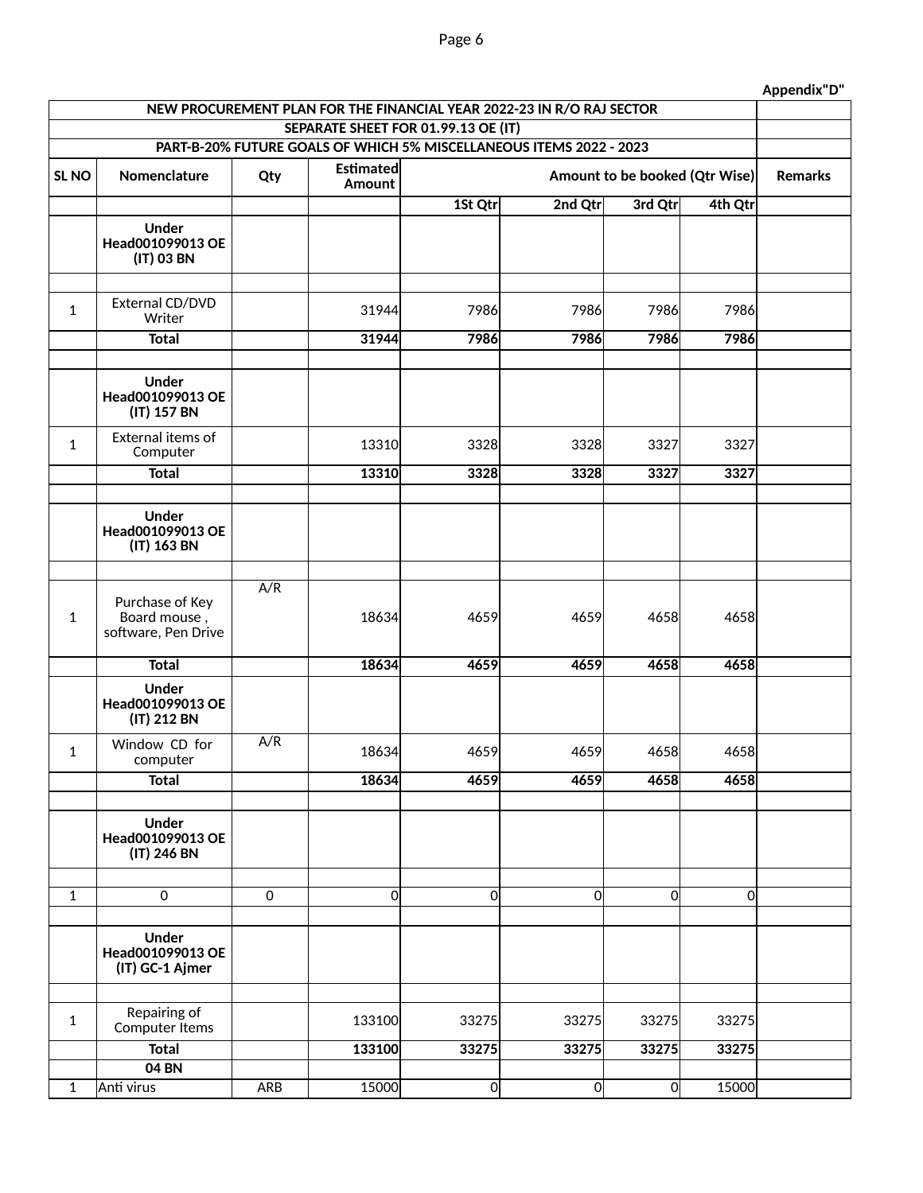Appendix"D"

| NEW PROCUREMENT PLAN FOR THE FINANCIAL YEAR 2022-23 IN R/O RAJ SECTOR | | | | | | | | |
|---|---|---|---|---|---|---|---|---|
| SEPARATE SHEET FOR 01.99.13 OE (IT) | | | | | | | | |
| PART-B-20% FUTURE GOALS OF WHICH 5% MISCELLANEOUS ITEMS 2022 - 2023 | | | | | | | | |
| **SL NO** | **Nomenclature** | **Qty** | **Estimated Amount** | **Amount to be booked (Qtr Wise)** | | | | **Remarks** |
| | | | | **1St Qtr** | **2nd Qtr** | **3rd Qtr** | **4th Qtr** | |
| | **Under Head001099013 OE (IT) 03 BN** | | | | | | | |
| | | | | | | | | |
| 1 | External CD/DVD Writer | | 31944 | 7986 | 7986 | 7986 | 7986 | |
| | **Total** | | **31944** | **7986** | **7986** | **7986** | **7986** | |
| | | | | | | | | |
| | **Under Head001099013 OE (IT) 157 BN** | | | | | | | |
| 1 | External items of Computer | | 13310 | 3328 | 3328 | 3327 | 3327 | |
| | **Total** | | **13310** | **3328** | **3328** | **3327** | **3327** | |
| | | | | | | | | |
| | **Under Head001099013 OE (IT) 163 BN** | | | | | | | |
| | | | | | | | | |
| 1 | Purchase of Key Board mouse , software, Pen Drive | A/R | 18634 | 4659 | 4659 | 4658 | 4658 | |
| | **Total** | | **18634** | **4659** | **4659** | **4658** | **4658** | |
| | **Under Head001099013 OE (IT) 212 BN** | | | | | | | |
| 1 | Window CD for computer | A/R | 18634 | 4659 | 4659 | 4658 | 4658 | |
| | **Total** | | **18634** | **4659** | **4659** | **4658** | **4658** | |
| | | | | | | | | |
| | **Under Head001099013 OE (IT) 246 BN** | | | | | | | |
| | | | | | | | | |
| 1 | 0 | 0 | 0 | 0 | 0 | 0 | 0 | |
| | | | | | | | | |
| | **Under Head001099013 OE (IT) GC-1 Ajmer** | | | | | | | |
| | | | | | | | | |
| 1 | Repairing of Computer Items | | 133100 | 33275 | 33275 | 33275 | 33275 | |
| | **Total** | | **133100** | **33275** | **33275** | **33275** | **33275** | |
| | **04 BN** | | | | | | | |
| 1 | Anti virus | ARB | 15000 | 0 | 0 | 0 | 15000 | |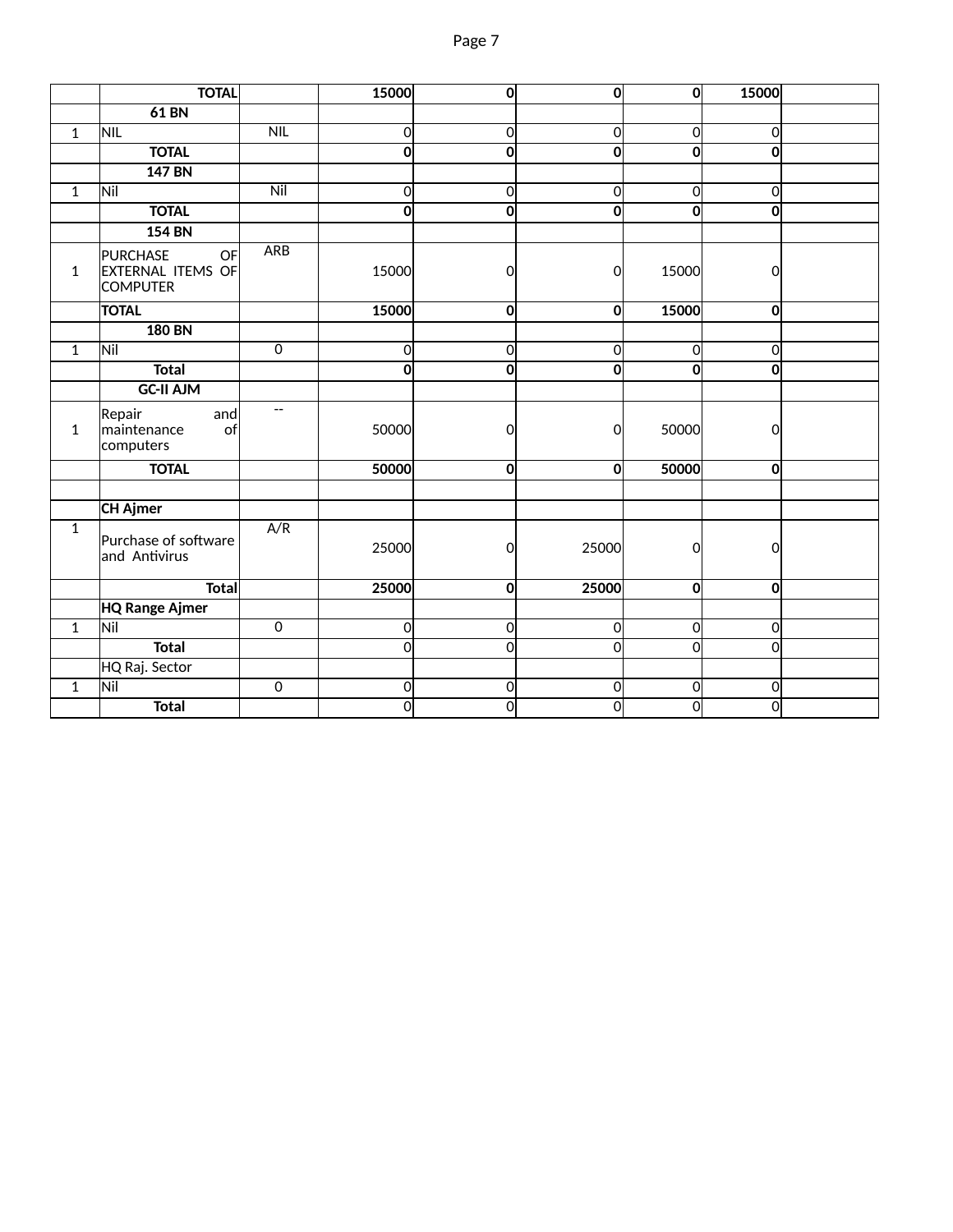|  | **TOTAL** |  | **15000** | **0** | **0** | **0** | **15000** |  |
|---|---|---|---|---|---|---|---|---|
|  | **61 BN** |  |  |  |  |  |  |  |
| 1 | NIL | NIL | 0 | 0 | 0 | 0 | 0 |  |
|  | **TOTAL** |  | **0** | **0** | **0** | **0** | **0** |  |
|  | **147 BN** |  |  |  |  |  |  |  |
| 1 | Nil | Nil | 0 | 0 | 0 | 0 | 0 |  |
|  | **TOTAL** |  | **0** | **0** | **0** | **0** | **0** |  |
|  | **154 BN** |  |  |  |  |  |  |  |
| 1 | PURCHASE OF EXTERNAL ITEMS OF COMPUTER | ARB | 15000 | 0 | 0 | 15000 | 0 |  |
|  | **TOTAL** |  | **15000** | **0** | **0** | **15000** | **0** |  |
|  | **180 BN** |  |  |  |  |  |  |  |
| 1 | Nil | 0 | 0 | 0 | 0 | 0 | 0 |  |
|  | **Total** |  | **0** | **0** | **0** | **0** | **0** |  |
|  | **GC-II AJM** |  |  |  |  |  |  |  |
| 1 | Repair and maintenance of computers | -- | 50000 | 0 | 0 | 50000 | 0 |  |
|  | **TOTAL** |  | **50000** | **0** | **0** | **50000** | **0** |  |
|  |  |  |  |  |  |  |  |  |
|  | **CH Ajmer** |  |  |  |  |  |  |  |
| 1 | Purchase of software and Antivirus | A/R | 25000 | 0 | 25000 | 0 | 0 |  |
|  | **Total** |  | **25000** | **0** | **25000** | **0** | **0** |  |
|  | **HQ Range Ajmer** |  |  |  |  |  |  |  |
| 1 | Nil | 0 | 0 | 0 | 0 | 0 | 0 |  |
|  | **Total** |  | 0 | 0 | 0 | 0 | 0 |  |
|  | HQ Raj. Sector |  |  |  |  |  |  |  |
| 1 | Nil | 0 | 0 | 0 | 0 | 0 | 0 |  |
|  | **Total** |  | 0 | 0 | 0 | 0 | 0 |  |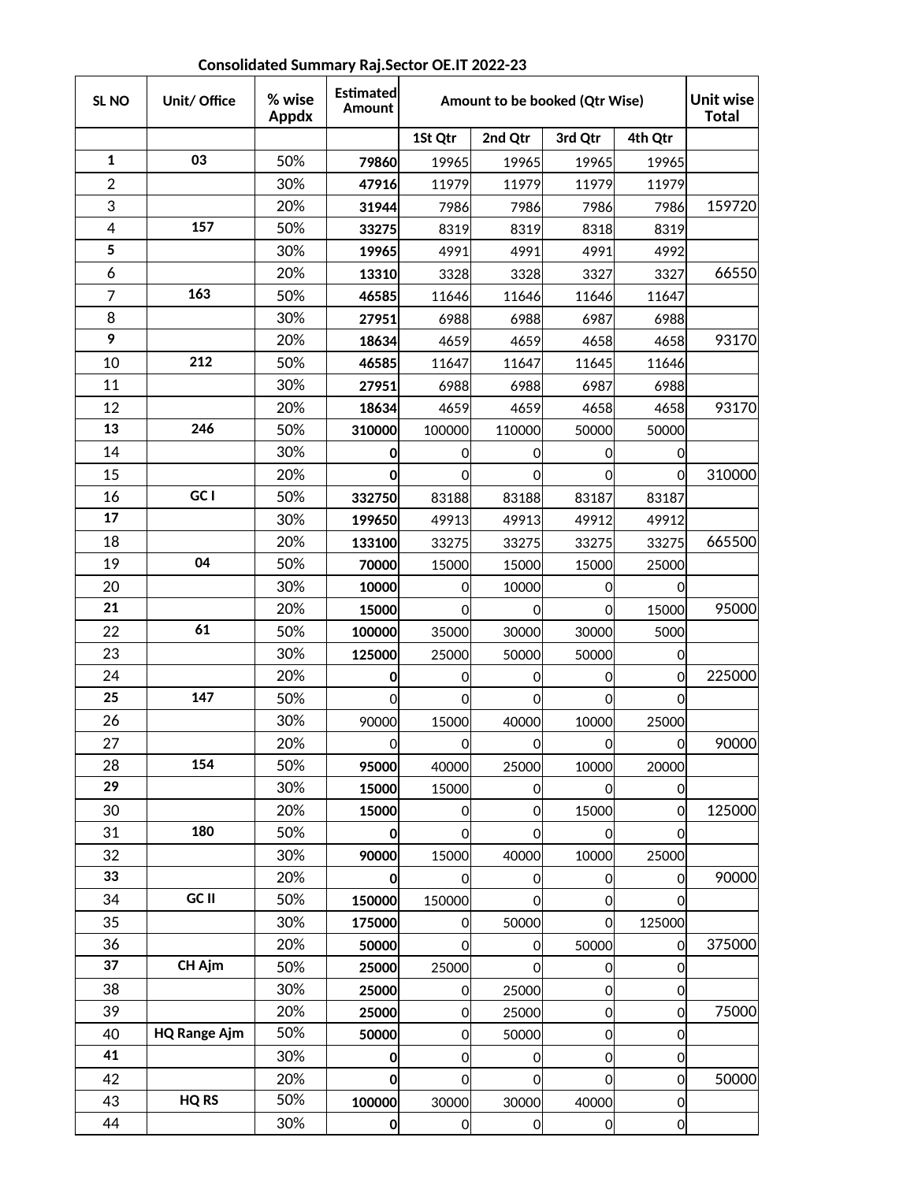**Consolidated Summary Raj.Sector OE.IT 2022-23**

| SL NO | Unit/ Office | % wise Appdx | Estimated Amount | Amount to be booked (Qtr Wise) | | | | Unit wise Total |
|---|---|---|---|---|---|---|---|---|
| | | | | 1St Qtr | 2nd Qtr | 3rd Qtr | 4th Qtr | |
| 1 | 03 | 50% | 79860 | 19965 | 19965 | 19965 | 19965 | |
| 2 | | 30% | 47916 | 11979 | 11979 | 11979 | 11979 | |
| 3 | | 20% | 31944 | 7986 | 7986 | 7986 | 7986 | 159720 |
| 4 | 157 | 50% | 33275 | 8319 | 8319 | 8318 | 8319 | |
| 5 | | 30% | 19965 | 4991 | 4991 | 4991 | 4992 | |
| 6 | | 20% | 13310 | 3328 | 3328 | 3327 | 3327 | 66550 |
| 7 | 163 | 50% | 46585 | 11646 | 11646 | 11646 | 11647 | |
| 8 | | 30% | 27951 | 6988 | 6988 | 6987 | 6988 | |
| 9 | | 20% | 18634 | 4659 | 4659 | 4658 | 4658 | 93170 |
| 10 | 212 | 50% | 46585 | 11647 | 11647 | 11645 | 11646 | |
| 11 | | 30% | 27951 | 6988 | 6988 | 6987 | 6988 | |
| 12 | | 20% | 18634 | 4659 | 4659 | 4658 | 4658 | 93170 |
| 13 | 246 | 50% | 310000 | 100000 | 110000 | 50000 | 50000 | |
| 14 | | 30% | 0 | 0 | 0 | 0 | 0 | |
| 15 | | 20% | 0 | 0 | 0 | 0 | 0 | 310000 |
| 16 | GC I | 50% | 332750 | 83188 | 83188 | 83187 | 83187 | |
| 17 | | 30% | 199650 | 49913 | 49913 | 49912 | 49912 | |
| 18 | | 20% | 133100 | 33275 | 33275 | 33275 | 33275 | 665500 |
| 19 | 04 | 50% | 70000 | 15000 | 15000 | 15000 | 25000 | |
| 20 | | 30% | 10000 | 0 | 10000 | 0 | 0 | |
| 21 | | 20% | 15000 | 0 | 0 | 0 | 15000 | 95000 |
| 22 | 61 | 50% | 100000 | 35000 | 30000 | 30000 | 5000 | |
| 23 | | 30% | 125000 | 25000 | 50000 | 50000 | 0 | |
| 24 | | 20% | 0 | 0 | 0 | 0 | 0 | 225000 |
| 25 | 147 | 50% | 0 | 0 | 0 | 0 | 0 | |
| 26 | | 30% | 90000 | 15000 | 40000 | 10000 | 25000 | |
| 27 | | 20% | 0 | 0 | 0 | 0 | 0 | 90000 |
| 28 | 154 | 50% | 95000 | 40000 | 25000 | 10000 | 20000 | |
| 29 | | 30% | 15000 | 15000 | 0 | 0 | 0 | |
| 30 | | 20% | 15000 | 0 | 0 | 15000 | 0 | 125000 |
| 31 | 180 | 50% | 0 | 0 | 0 | 0 | 0 | |
| 32 | | 30% | 90000 | 15000 | 40000 | 10000 | 25000 | |
| 33 | | 20% | 0 | 0 | 0 | 0 | 0 | 90000 |
| 34 | GC II | 50% | 150000 | 150000 | 0 | 0 | 0 | |
| 35 | | 30% | 175000 | 0 | 50000 | 0 | 125000 | |
| 36 | | 20% | 50000 | 0 | 0 | 50000 | 0 | 375000 |
| 37 | CH Ajm | 50% | 25000 | 25000 | 0 | 0 | 0 | |
| 38 | | 30% | 25000 | 0 | 25000 | 0 | 0 | |
| 39 | | 20% | 25000 | 0 | 25000 | 0 | 0 | 75000 |
| 40 | HQ Range Ajm | 50% | 50000 | 0 | 50000 | 0 | 0 | |
| 41 | | 30% | 0 | 0 | 0 | 0 | 0 | |
| 42 | | 20% | 0 | 0 | 0 | 0 | 0 | 50000 |
| 43 | HQ RS | 50% | 100000 | 30000 | 30000 | 40000 | 0 | |
| 44 | | 30% | 0 | 0 | 0 | 0 | 0 | |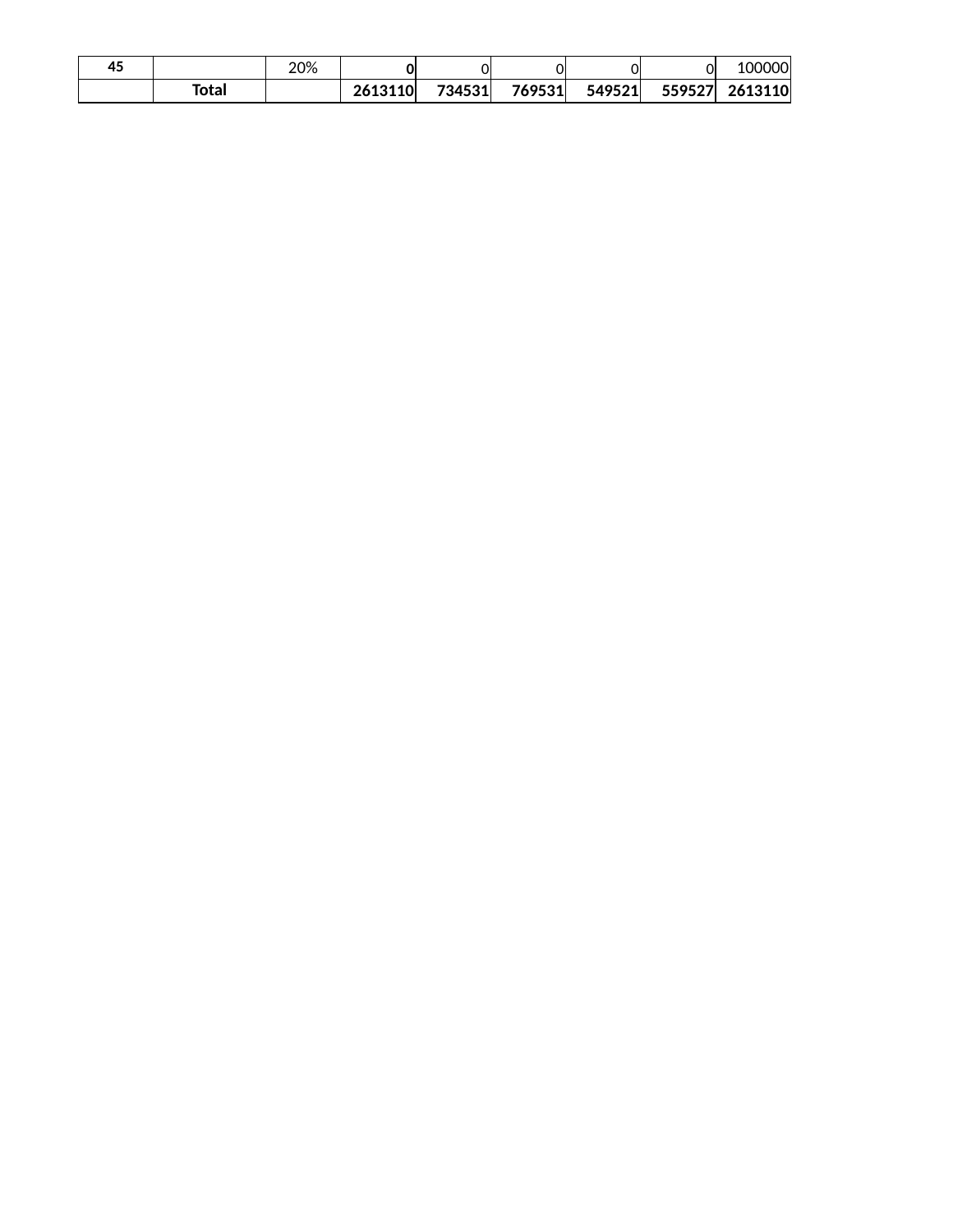| | | | | | | | | |
|---|---|---|---|---|---|---|---|---|
| **45** | | 20% | **0** | 0 | 0 | 0 | 0 | 100000 |
| | **Total** | | **2613110** | **734531** | **769531** | **549521** | **559527** | **2613110** |